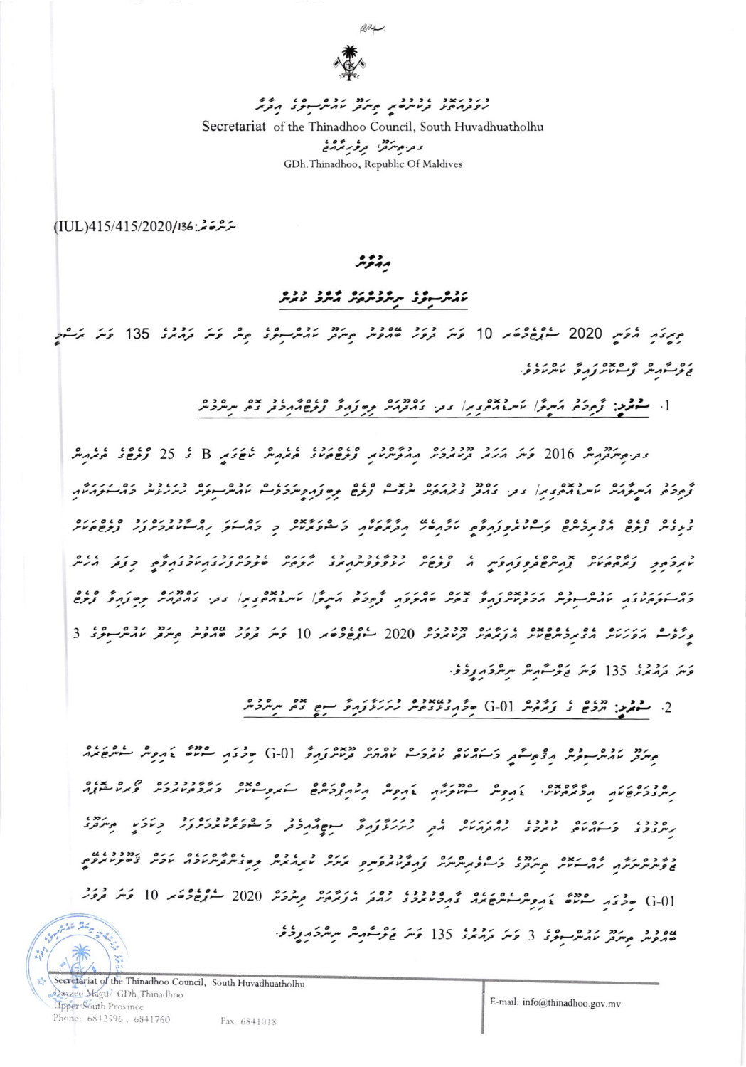ހުވަދުއަތޮޅު ދެކުނުބުރީ ތިނަދޫ ކައުންސިލްގެ އިދާރާ

Secretariat of the Thinadhoo Council, South Huvadhuatholhu

ގދ.ތިނަދޫ، ދިވެހިރާއްޖެ

GDh.Thinadhoo, Republic Of Maldives

ނަންބަރު: (IUL)415/415/2020/136

# އިޢުލާން

## ކައުންސިލްގެ ނިންމުންތަކާއި ބެހޭ ޚަބަރު

ތިރީގައި އެވަނީ 2020 ސެޕްޓެމްބަރ 10 ވަނަ ދުވަހު ބޭއްވުނު ތިނަދޫ ކައުންސިލްގެ ތިން ވަނަ ދައުރުގެ 135 ވަނަ ޖަލްސާގައި ފާސްކުރެވުނު ކަންކަމެވެ.

1. **ސުރުޚީ:** ފާތިމަތު އަރީފާ ކަނޑުއޮއްގިރި/ ގދ. ގައްދޫއަށް ވިއްކާފައިވާ ފްލެޓްއާއި ބެހޭ ނިންމުން

ގދ.ތިނަދޫން 2016 ވަނަ އަހަރު ފާރުކުރެވުނު އިމާރާތުގެ ފްލެޓްތަކުގެ ތެރެއިން ކެޓަގަރީ B ގެ 25 ފްލެޓްގެ ތެރެއިން ފާތިމަތު އަރީފާއަށް ކަނޑުއޮއްގިރި/ ގދ. ގައްދޫ ގެ ނަމުގައި ދޫކުރެވުނު ފްލެޓް ވިއްކައިލުމަށް ކައުންސިލަށް ހުށަހެޅުމުން މުޢާމަލާތުގެ ދެފަރާތުން ފްލެޓް އެގްރީމަންޓްގައި ސޮއިކުރުމަށް ކައުންސިލުން އެއްބަސްވެ، ފްލެޓް ވިއްކުމުގެ މުޢާމަލާތު ކުރިއަށް ގެންދިއުމަށް ފާތިމަތު އަރީފާ ކަނޑުއޮއްގިރި/ ގދ. ގައްދޫއަށް ވިއްކާފައިވާ ފްލެޓް ވިއްކުމަށް ހުއްދަ ދިނުމަށް 2020 ސެޕްޓެމްބަރ 10 ވަނަ ދުވަހު ބޭއްވުނު ތިނަދޫ ކައުންސިލްގެ 3 ވަނަ ދައުރުގެ 135 ވަނަ ޖަލްސާގައި ނިންމައިފިއެވެ.

2. **ސުރުޚީ:** ތިނަދޫ ގެ G-01 ބިމާއި ބެހޭގޮތުން ހުށަހެޅިފައިވާ ސިޓީ ގެ ނިންމުން

ތިނަދޫ ކައުންސިލުން އިޢުލާނުކޮށް މަސައްކަތް ކުރުމަށް ކުއްޔަށް ދޫކުރާ G-01 ބިމުގައި ސްޓޯރ ގެއިން ސަރުކާރުގެ ... ބިމުގެ ސަރަހައްދުގައި ... ކުރުމަށް ހުށަހެޅިފައިވާ ސިޓީއާ ބެހޭގޮތުން ކައުންސިލުން މަޝްވަރާކޮށް ... G-01 ބިމުގައި ސްޓޯރ ގެއިން ... 2020 ސެޕްޓެމްބަރ 10 ވަނަ ދުވަހު ބޭއްވުނު ތިނަދޫ ކައުންސިލްގެ 3 ވަނަ ދައުރުގެ 135 ވަނަ ޖަލްސާގައި ނިންމައިފިއެވެ.

Secretariat of the Thinadhoo Council, South Huvadhuatholhu
Dayzee Magu/ GDh.Thinadhoo
Upper South Province
Phone: 6842596, 6841760
Fax: 6841018
E-mail: info@thinadhoo.gov.mv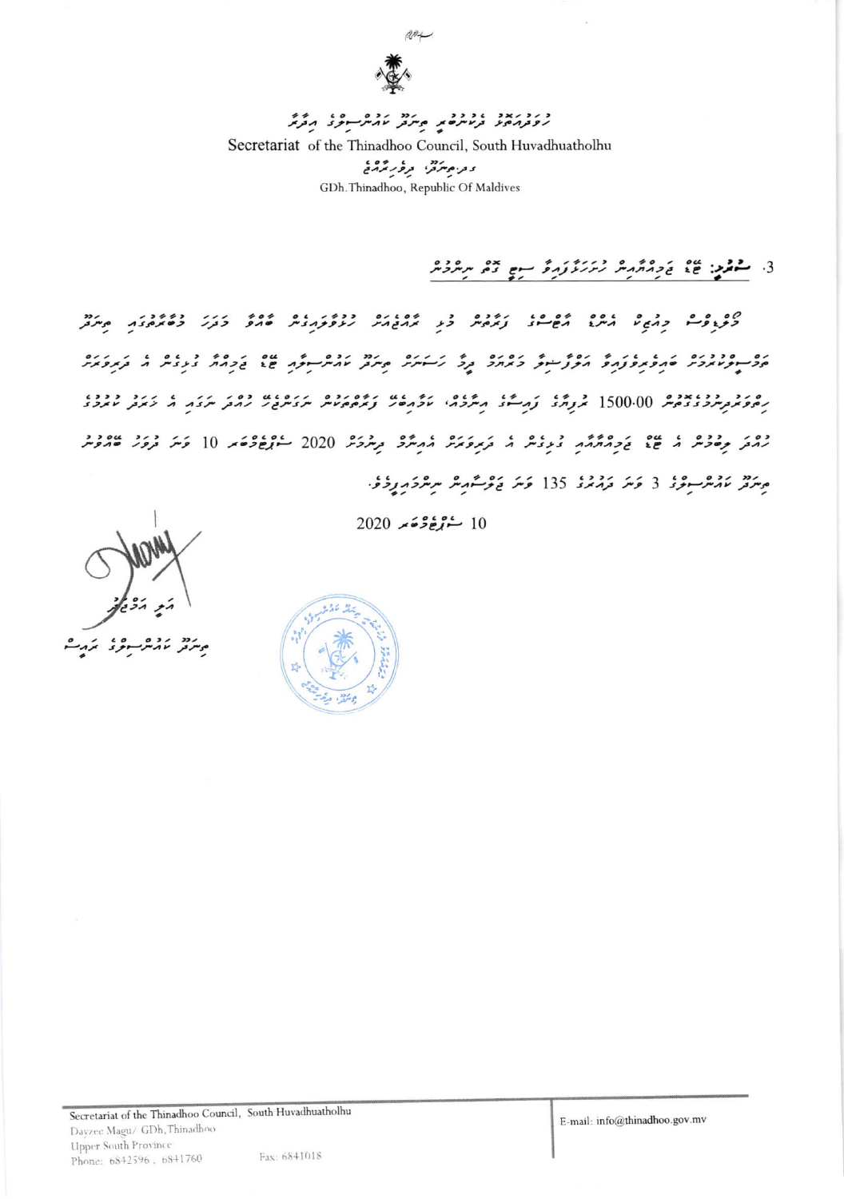ހުވަދުއަތޮޅު ދެކުނުބުރީ ތިނަދޫ ކައުންސިލްގެ އިދާރާ

Secretariat of the Thinadhoo Council, South Huvadhuatholhu

ގދ.ތިނަދޫ، ދިވެހިރާއްޖެ

GDh.Thinadhoo, Republic Of Maldives

3. ސުންގަޑި: ޓީޒީ ޖަމްޢިއްޔާއިން ހުށަހަޅާފައިވާ ސިޓީ ނިންމުން

ޗެލެންޖް މެޗެއް އިނާމު ދިނުމަށް ހުށަހެޅުއްވުމަށް ބޭނުންވާ ފައިސާ ދޭން ތިނަދޫ ކައުންސިލްގެ ... ޓީޒީ ޖަމްޢިއްޔާ ... 1500.00 ރުފިޔާގެ ... 2020 ސެޕްޓެމްބަރު 10 ވަނަ ދުވަހު ބޭއްވުނު ތިނަދޫ ކައުންސިލްގެ 3 ވަނަ ދައުރުގެ 135 ވަނަ ޖަލްސާއިން ނިންމައިފިއެވެ.

10 ސެޕްޓެމްބަރު 2020

ޢަލީ ޢަބްދުﷲ

ތިނަދޫ ކައުންސިލްގެ ރައީސް

Secretariat of the Thinadhoo Council, South Huvadhuatholhu
Dayzee Magu/ GDh.Thinadhoo
Upper South Province
Phone: 6842596 , 6841760 Fax: 6841018
E-mail: info@thinadhoo.gov.mv